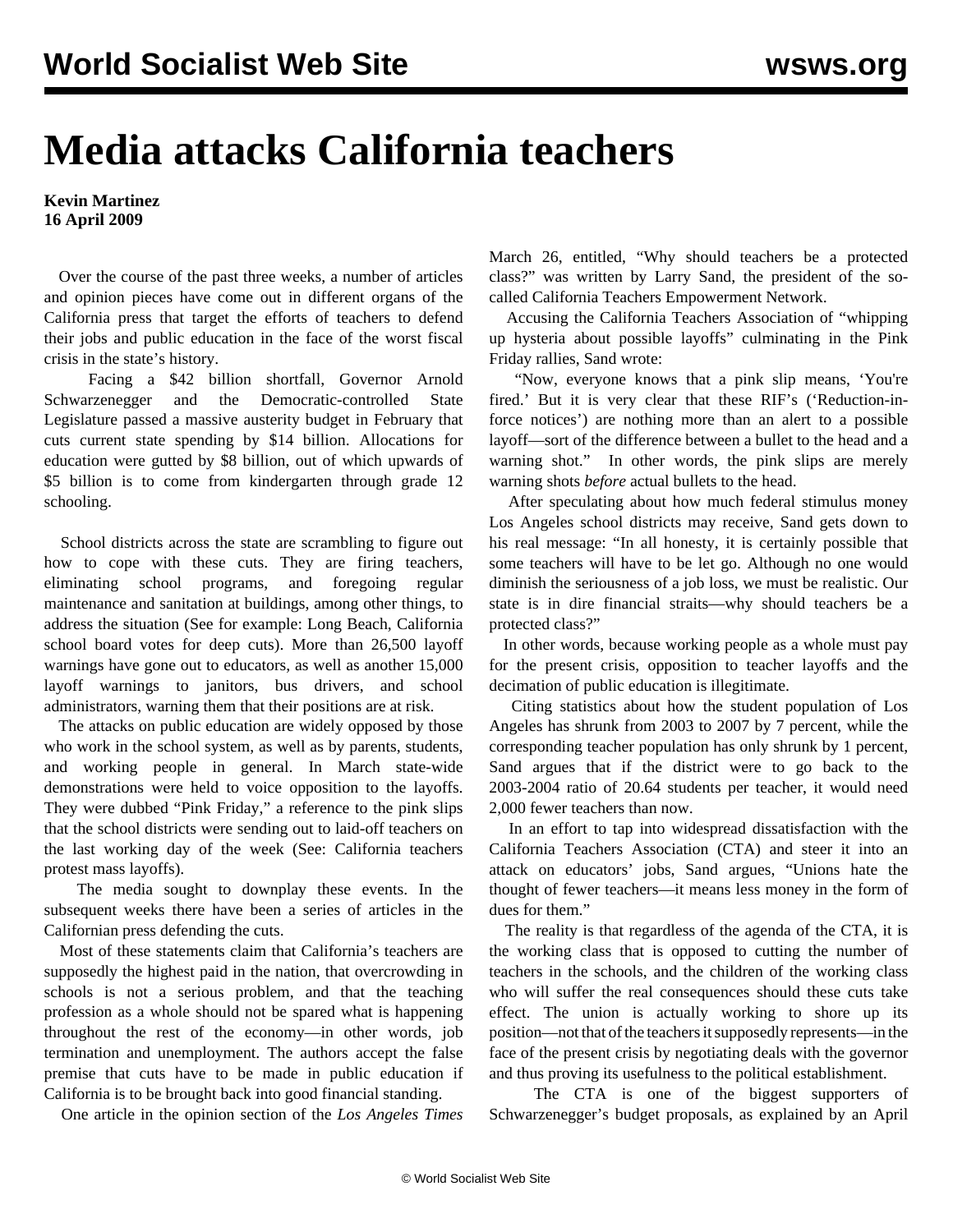# Media attacks California teachers

**Kevin Martinez**
**16 April 2009**

Over the course of the past three weeks, a number of articles and opinion pieces have come out in different organs of the California press that target the efforts of teachers to defend their jobs and public education in the face of the worst fiscal crisis in the state's history.

Facing a $42 billion shortfall, Governor Arnold Schwarzenegger and the Democratic-controlled State Legislature passed a massive austerity budget in February that cuts current state spending by $14 billion. Allocations for education were gutted by $8 billion, out of which upwards of $5 billion is to come from kindergarten through grade 12 schooling.

School districts across the state are scrambling to figure out how to cope with these cuts. They are firing teachers, eliminating school programs, and foregoing regular maintenance and sanitation at buildings, among other things, to address the situation (See for example: Long Beach, California school board votes for deep cuts). More than 26,500 layoff warnings have gone out to educators, as well as another 15,000 layoff warnings to janitors, bus drivers, and school administrators, warning them that their positions are at risk.

The attacks on public education are widely opposed by those who work in the school system, as well as by parents, students, and working people in general. In March state-wide demonstrations were held to voice opposition to the layoffs. They were dubbed "Pink Friday," a reference to the pink slips that the school districts were sending out to laid-off teachers on the last working day of the week (See: California teachers protest mass layoffs).

The media sought to downplay these events. In the subsequent weeks there have been a series of articles in the Californian press defending the cuts.

Most of these statements claim that California's teachers are supposedly the highest paid in the nation, that overcrowding in schools is not a serious problem, and that the teaching profession as a whole should not be spared what is happening throughout the rest of the economy—in other words, job termination and unemployment. The authors accept the false premise that cuts have to be made in public education if California is to be brought back into good financial standing.

One article in the opinion section of the *Los Angeles Times* March 26, entitled, "Why should teachers be a protected class?" was written by Larry Sand, the president of the so-called California Teachers Empowerment Network.

Accusing the California Teachers Association of "whipping up hysteria about possible layoffs" culminating in the Pink Friday rallies, Sand wrote:

"Now, everyone knows that a pink slip means, 'You're fired.' But it is very clear that these RIF's ('Reduction-in-force notices') are nothing more than an alert to a possible layoff—sort of the difference between a bullet to the head and a warning shot." In other words, the pink slips are merely warning shots *before* actual bullets to the head.

After speculating about how much federal stimulus money Los Angeles school districts may receive, Sand gets down to his real message: "In all honesty, it is certainly possible that some teachers will have to be let go. Although no one would diminish the seriousness of a job loss, we must be realistic. Our state is in dire financial straits—why should teachers be a protected class?"

In other words, because working people as a whole must pay for the present crisis, opposition to teacher layoffs and the decimation of public education is illegitimate.

Citing statistics about how the student population of Los Angeles has shrunk from 2003 to 2007 by 7 percent, while the corresponding teacher population has only shrunk by 1 percent, Sand argues that if the district were to go back to the 2003-2004 ratio of 20.64 students per teacher, it would need 2,000 fewer teachers than now.

In an effort to tap into widespread dissatisfaction with the California Teachers Association (CTA) and steer it into an attack on educators' jobs, Sand argues, "Unions hate the thought of fewer teachers—it means less money in the form of dues for them."

The reality is that regardless of the agenda of the CTA, it is the working class that is opposed to cutting the number of teachers in the schools, and the children of the working class who will suffer the real consequences should these cuts take effect. The union is actually working to shore up its position—not that of the teachers it supposedly represents—in the face of the present crisis by negotiating deals with the governor and thus proving its usefulness to the political establishment.

The CTA is one of the biggest supporters of Schwarzenegger's budget proposals, as explained by an April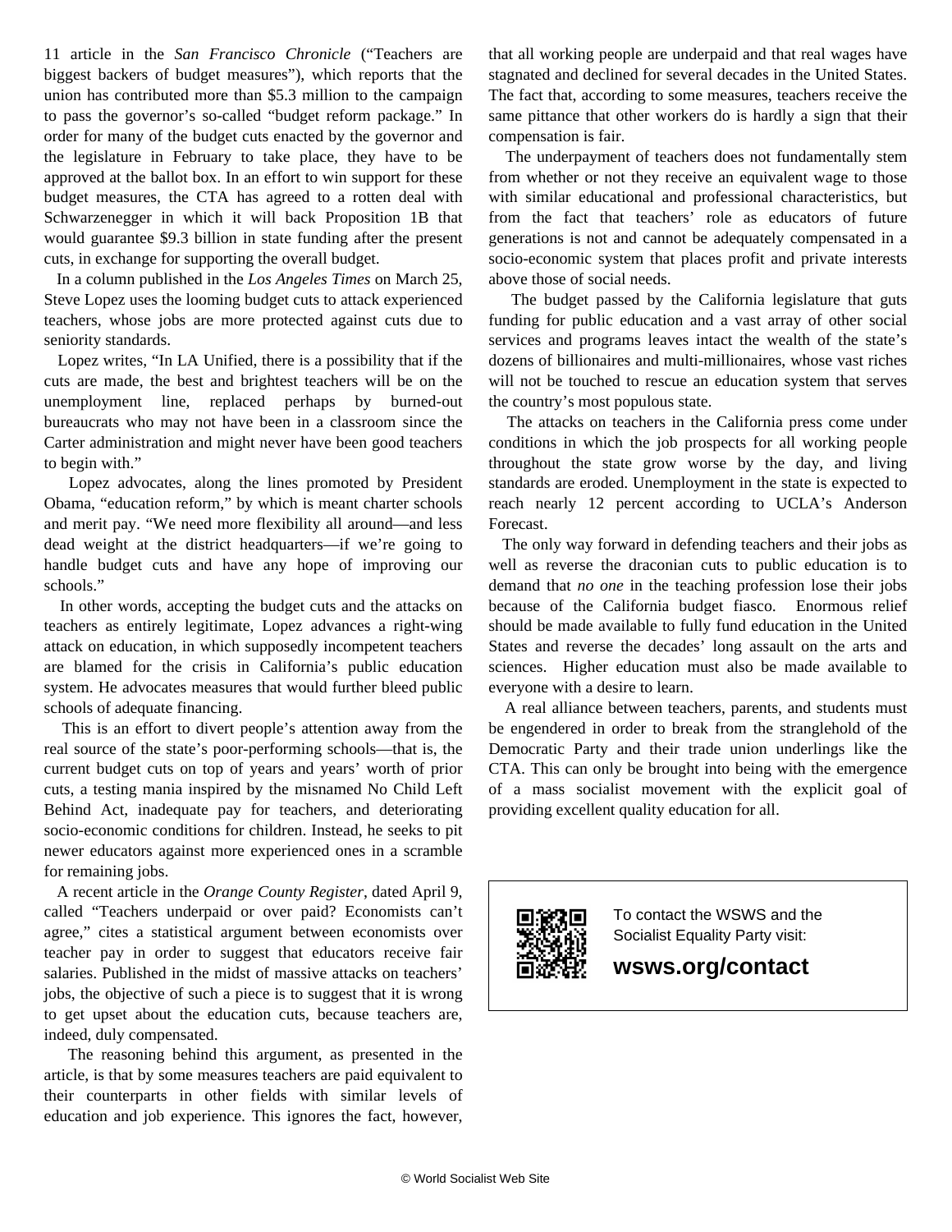11 article in the *San Francisco Chronicle* ("Teachers are biggest backers of budget measures"), which reports that the union has contributed more than $5.3 million to the campaign to pass the governor's so-called "budget reform package." In order for many of the budget cuts enacted by the governor and the legislature in February to take place, they have to be approved at the ballot box. In an effort to win support for these budget measures, the CTA has agreed to a rotten deal with Schwarzenegger in which it will back Proposition 1B that would guarantee $9.3 billion in state funding after the present cuts, in exchange for supporting the overall budget.

In a column published in the *Los Angeles Times* on March 25, Steve Lopez uses the looming budget cuts to attack experienced teachers, whose jobs are more protected against cuts due to seniority standards.

Lopez writes, "In LA Unified, there is a possibility that if the cuts are made, the best and brightest teachers will be on the unemployment line, replaced perhaps by burned-out bureaucrats who may not have been in a classroom since the Carter administration and might never have been good teachers to begin with."

Lopez advocates, along the lines promoted by President Obama, "education reform," by which is meant charter schools and merit pay. "We need more flexibility all around—and less dead weight at the district headquarters—if we're going to handle budget cuts and have any hope of improving our schools."

In other words, accepting the budget cuts and the attacks on teachers as entirely legitimate, Lopez advances a right-wing attack on education, in which supposedly incompetent teachers are blamed for the crisis in California's public education system. He advocates measures that would further bleed public schools of adequate financing.

This is an effort to divert people's attention away from the real source of the state's poor-performing schools—that is, the current budget cuts on top of years and years' worth of prior cuts, a testing mania inspired by the misnamed No Child Left Behind Act, inadequate pay for teachers, and deteriorating socio-economic conditions for children. Instead, he seeks to pit newer educators against more experienced ones in a scramble for remaining jobs.

A recent article in the *Orange County Register*, dated April 9, called "Teachers underpaid or over paid? Economists can't agree," cites a statistical argument between economists over teacher pay in order to suggest that educators receive fair salaries. Published in the midst of massive attacks on teachers' jobs, the objective of such a piece is to suggest that it is wrong to get upset about the education cuts, because teachers are, indeed, duly compensated.

The reasoning behind this argument, as presented in the article, is that by some measures teachers are paid equivalent to their counterparts in other fields with similar levels of education and job experience. This ignores the fact, however, that all working people are underpaid and that real wages have stagnated and declined for several decades in the United States. The fact that, according to some measures, teachers receive the same pittance that other workers do is hardly a sign that their compensation is fair.

The underpayment of teachers does not fundamentally stem from whether or not they receive an equivalent wage to those with similar educational and professional characteristics, but from the fact that teachers' role as educators of future generations is not and cannot be adequately compensated in a socio-economic system that places profit and private interests above those of social needs.

The budget passed by the California legislature that guts funding for public education and a vast array of other social services and programs leaves intact the wealth of the state's dozens of billionaires and multi-millionaires, whose vast riches will not be touched to rescue an education system that serves the country's most populous state.

The attacks on teachers in the California press come under conditions in which the job prospects for all working people throughout the state grow worse by the day, and living standards are eroded. Unemployment in the state is expected to reach nearly 12 percent according to UCLA's Anderson Forecast.

The only way forward in defending teachers and their jobs as well as reverse the draconian cuts to public education is to demand that *no one* in the teaching profession lose their jobs because of the California budget fiasco. Enormous relief should be made available to fully fund education in the United States and reverse the decades' long assault on the arts and sciences. Higher education must also be made available to everyone with a desire to learn.

A real alliance between teachers, parents, and students must be engendered in order to break from the stranglehold of the Democratic Party and their trade union underlings like the CTA. This can only be brought into being with the emergence of a mass socialist movement with the explicit goal of providing excellent quality education for all.

To contact the WSWS and the Socialist Equality Party visit:

**wsws.org/contact**